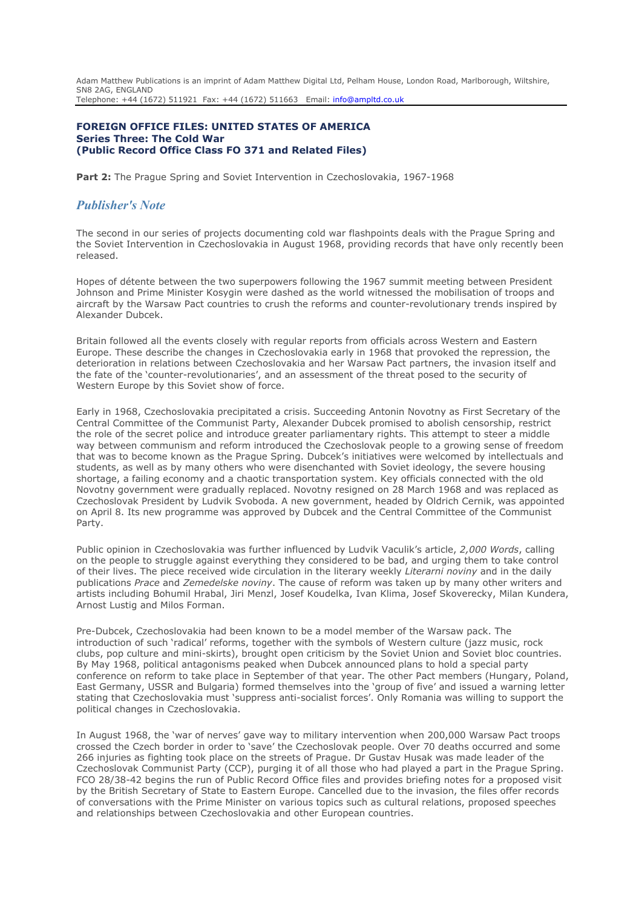Adam Matthew Publications is an imprint of Adam Matthew Digital Ltd, Pelham House, London Road, Marlborough, Wiltshire, SN8 2AG, ENGLAND
Telephone: +44 (1672) 511921 Fax: +44 (1672) 511663 Email: info@ampltd.co.uk

**FOREIGN OFFICE FILES: UNITED STATES OF AMERICA**
**Series Three: The Cold War**
**(Public Record Office Class FO 371 and Related Files)**

**Part 2:** The Prague Spring and Soviet Intervention in Czechoslovakia, 1967-1968

## *Publisher's Note*

The second in our series of projects documenting cold war flashpoints deals with the Prague Spring and the Soviet Intervention in Czechoslovakia in August 1968, providing records that have only recently been released.

Hopes of détente between the two superpowers following the 1967 summit meeting between President Johnson and Prime Minister Kosygin were dashed as the world witnessed the mobilisation of troops and aircraft by the Warsaw Pact countries to crush the reforms and counter-revolutionary trends inspired by Alexander Dubcek.

Britain followed all the events closely with regular reports from officials across Western and Eastern Europe. These describe the changes in Czechoslovakia early in 1968 that provoked the repression, the deterioration in relations between Czechoslovakia and her Warsaw Pact partners, the invasion itself and the fate of the 'counter-revolutionaries', and an assessment of the threat posed to the security of Western Europe by this Soviet show of force.

Early in 1968, Czechoslovakia precipitated a crisis. Succeeding Antonin Novotny as First Secretary of the Central Committee of the Communist Party, Alexander Dubcek promised to abolish censorship, restrict the role of the secret police and introduce greater parliamentary rights. This attempt to steer a middle way between communism and reform introduced the Czechoslovak people to a growing sense of freedom that was to become known as the Prague Spring. Dubcek's initiatives were welcomed by intellectuals and students, as well as by many others who were disenchanted with Soviet ideology, the severe housing shortage, a failing economy and a chaotic transportation system. Key officials connected with the old Novotny government were gradually replaced. Novotny resigned on 28 March 1968 and was replaced as Czechoslovak President by Ludvik Svoboda. A new government, headed by Oldrich Cernik, was appointed on April 8. Its new programme was approved by Dubcek and the Central Committee of the Communist Party.

Public opinion in Czechoslovakia was further influenced by Ludvik Vaculik's article, *2,000 Words*, calling on the people to struggle against everything they considered to be bad, and urging them to take control of their lives. The piece received wide circulation in the literary weekly *Literarni noviny* and in the daily publications *Prace* and *Zemedelske noviny*. The cause of reform was taken up by many other writers and artists including Bohumil Hrabal, Jiri Menzl, Josef Koudelka, Ivan Klima, Josef Skoverecky, Milan Kundera, Arnost Lustig and Milos Forman.

Pre-Dubcek, Czechoslovakia had been known to be a model member of the Warsaw pack. The introduction of such 'radical' reforms, together with the symbols of Western culture (jazz music, rock clubs, pop culture and mini-skirts), brought open criticism by the Soviet Union and Soviet bloc countries. By May 1968, political antagonisms peaked when Dubcek announced plans to hold a special party conference on reform to take place in September of that year. The other Pact members (Hungary, Poland, East Germany, USSR and Bulgaria) formed themselves into the 'group of five' and issued a warning letter stating that Czechoslovakia must 'suppress anti-socialist forces'. Only Romania was willing to support the political changes in Czechoslovakia.

In August 1968, the 'war of nerves' gave way to military intervention when 200,000 Warsaw Pact troops crossed the Czech border in order to 'save' the Czechoslovak people. Over 70 deaths occurred and some 266 injuries as fighting took place on the streets of Prague. Dr Gustav Husak was made leader of the Czechoslovak Communist Party (CCP), purging it of all those who had played a part in the Prague Spring. FCO 28/38-42 begins the run of Public Record Office files and provides briefing notes for a proposed visit by the British Secretary of State to Eastern Europe. Cancelled due to the invasion, the files offer records of conversations with the Prime Minister on various topics such as cultural relations, proposed speeches and relationships between Czechoslovakia and other European countries.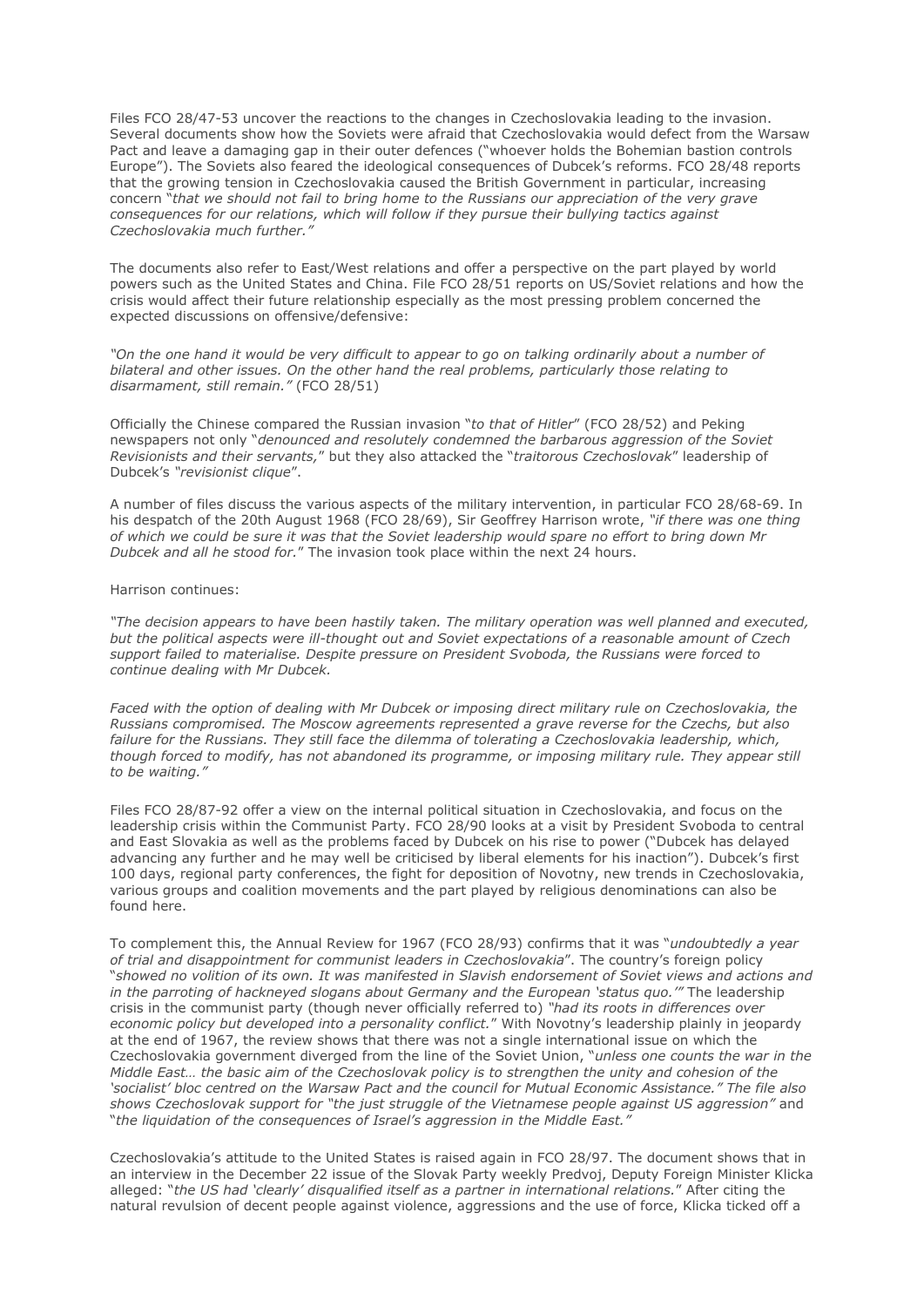Files FCO 28/47-53 uncover the reactions to the changes in Czechoslovakia leading to the invasion. Several documents show how the Soviets were afraid that Czechoslovakia would defect from the Warsaw Pact and leave a damaging gap in their outer defences ("whoever holds the Bohemian bastion controls Europe"). The Soviets also feared the ideological consequences of Dubcek's reforms. FCO 28/48 reports that the growing tension in Czechoslovakia caused the British Government in particular, increasing concern "*that we should not fail to bring home to the Russians our appreciation of the very grave consequences for our relations, which will follow if they pursue their bullying tactics against Czechoslovakia much further.*"

The documents also refer to East/West relations and offer a perspective on the part played by world powers such as the United States and China. File FCO 28/51 reports on US/Soviet relations and how the crisis would affect their future relationship especially as the most pressing problem concerned the expected discussions on offensive/defensive:

*"On the one hand it would be very difficult to appear to go on talking ordinarily about a number of bilateral and other issues. On the other hand the real problems, particularly those relating to disarmament, still remain."* (FCO 28/51)

Officially the Chinese compared the Russian invasion "*to that of Hitler*" (FCO 28/52) and Peking newspapers not only "*denounced and resolutely condemned the barbarous aggression of the Soviet Revisionists and their servants,*" but they also attacked the "*traitorous Czechoslovak*" leadership of Dubcek's *"revisionist clique*".

A number of files discuss the various aspects of the military intervention, in particular FCO 28/68-69. In his despatch of the 20th August 1968 (FCO 28/69), Sir Geoffrey Harrison wrote, *"if there was one thing of which we could be sure it was that the Soviet leadership would spare no effort to bring down Mr Dubcek and all he stood for.*" The invasion took place within the next 24 hours.

Harrison continues:

*"The decision appears to have been hastily taken. The military operation was well planned and executed, but the political aspects were ill-thought out and Soviet expectations of a reasonable amount of Czech support failed to materialise. Despite pressure on President Svoboda, the Russians were forced to continue dealing with Mr Dubcek.*

*Faced with the option of dealing with Mr Dubcek or imposing direct military rule on Czechoslovakia, the Russians compromised. The Moscow agreements represented a grave reverse for the Czechs, but also failure for the Russians. They still face the dilemma of tolerating a Czechoslovakia leadership, which, though forced to modify, has not abandoned its programme, or imposing military rule. They appear still to be waiting."*

Files FCO 28/87-92 offer a view on the internal political situation in Czechoslovakia, and focus on the leadership crisis within the Communist Party. FCO 28/90 looks at a visit by President Svoboda to central and East Slovakia as well as the problems faced by Dubcek on his rise to power ("Dubcek has delayed advancing any further and he may well be criticised by liberal elements for his inaction"). Dubcek's first 100 days, regional party conferences, the fight for deposition of Novotny, new trends in Czechoslovakia, various groups and coalition movements and the part played by religious denominations can also be found here.

To complement this, the Annual Review for 1967 (FCO 28/93) confirms that it was "*undoubtedly a year of trial and disappointment for communist leaders in Czechoslovakia*". The country's foreign policy "*showed no volition of its own. It was manifested in Slavish endorsement of Soviet views and actions and in the parroting of hackneyed slogans about Germany and the European 'status quo.'"* The leadership crisis in the communist party (though never officially referred to) *"had its roots in differences over economic policy but developed into a personality conflict.*" With Novotny's leadership plainly in jeopardy at the end of 1967, the review shows that there was not a single international issue on which the Czechoslovakia government diverged from the line of the Soviet Union, "*unless one counts the war in the Middle East… the basic aim of the Czechoslovak policy is to strengthen the unity and cohesion of the 'socialist' bloc centred on the Warsaw Pact and the council for Mutual Economic Assistance." The file also shows Czechoslovak support for "the just struggle of the Vietnamese people against US aggression"* and "*the liquidation of the consequences of Israel's aggression in the Middle East."*

Czechoslovakia's attitude to the United States is raised again in FCO 28/97. The document shows that in an interview in the December 22 issue of the Slovak Party weekly Predvoj, Deputy Foreign Minister Klicka alleged: "*the US had 'clearly' disqualified itself as a partner in international relations.*" After citing the natural revulsion of decent people against violence, aggressions and the use of force, Klicka ticked off a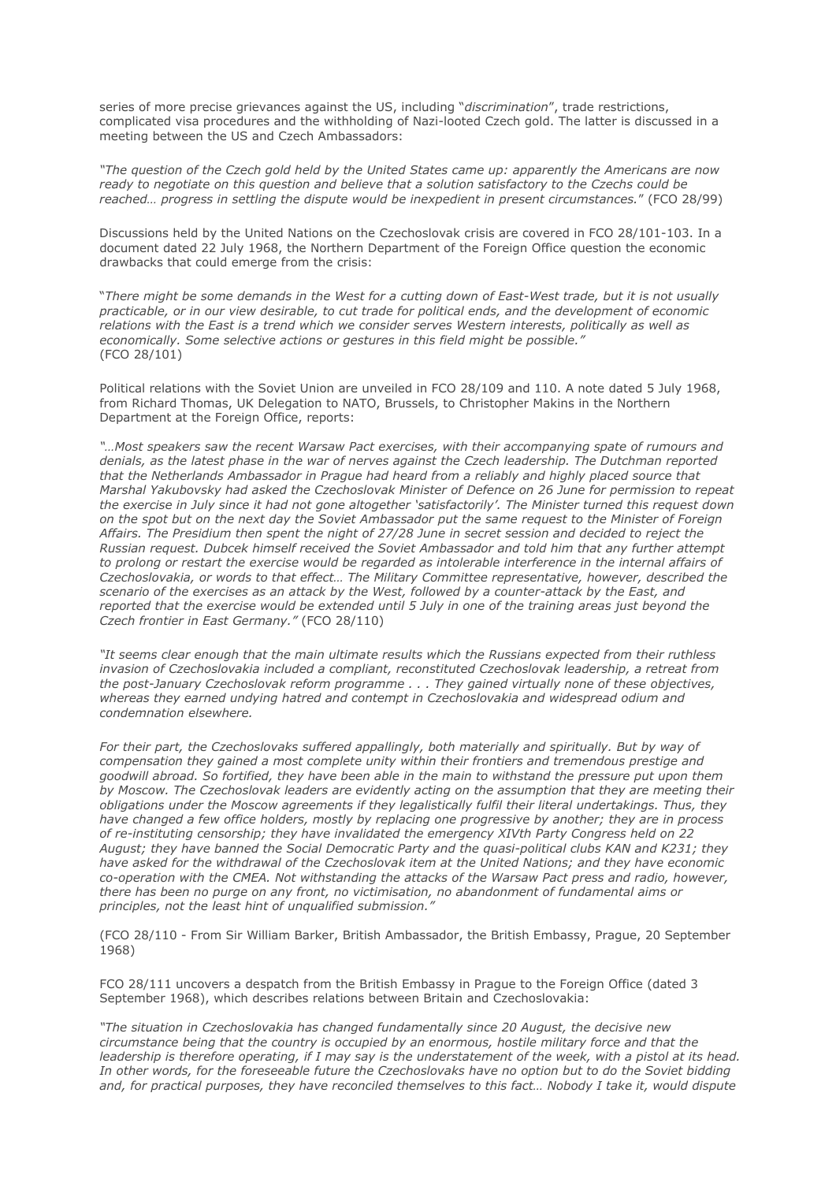series of more precise grievances against the US, including "*discrimination*", trade restrictions, complicated visa procedures and the withholding of Nazi-looted Czech gold. The latter is discussed in a meeting between the US and Czech Ambassadors:

*"The question of the Czech gold held by the United States came up: apparently the Americans are now ready to negotiate on this question and believe that a solution satisfactory to the Czechs could be reached… progress in settling the dispute would be inexpedient in present circumstances."* (FCO 28/99)

Discussions held by the United Nations on the Czechoslovak crisis are covered in FCO 28/101-103. In a document dated 22 July 1968, the Northern Department of the Foreign Office question the economic drawbacks that could emerge from the crisis:

"*There might be some demands in the West for a cutting down of East-West trade, but it is not usually practicable, or in our view desirable, to cut trade for political ends, and the development of economic relations with the East is a trend which we consider serves Western interests, politically as well as economically. Some selective actions or gestures in this field might be possible."*
(FCO 28/101)

Political relations with the Soviet Union are unveiled in FCO 28/109 and 110. A note dated 5 July 1968, from Richard Thomas, UK Delegation to NATO, Brussels, to Christopher Makins in the Northern Department at the Foreign Office, reports:

*"…Most speakers saw the recent Warsaw Pact exercises, with their accompanying spate of rumours and denials, as the latest phase in the war of nerves against the Czech leadership. The Dutchman reported that the Netherlands Ambassador in Prague had heard from a reliably and highly placed source that Marshal Yakubovsky had asked the Czechoslovak Minister of Defence on 26 June for permission to repeat the exercise in July since it had not gone altogether 'satisfactorily'. The Minister turned this request down on the spot but on the next day the Soviet Ambassador put the same request to the Minister of Foreign Affairs. The Presidium then spent the night of 27/28 June in secret session and decided to reject the Russian request. Dubcek himself received the Soviet Ambassador and told him that any further attempt to prolong or restart the exercise would be regarded as intolerable interference in the internal affairs of Czechoslovakia, or words to that effect… The Military Committee representative, however, described the scenario of the exercises as an attack by the West, followed by a counter-attack by the East, and reported that the exercise would be extended until 5 July in one of the training areas just beyond the Czech frontier in East Germany."* (FCO 28/110)

*"It seems clear enough that the main ultimate results which the Russians expected from their ruthless invasion of Czechoslovakia included a compliant, reconstituted Czechoslovak leadership, a retreat from the post-January Czechoslovak reform programme . . . They gained virtually none of these objectives, whereas they earned undying hatred and contempt in Czechoslovakia and widespread odium and condemnation elsewhere.*

*For their part, the Czechoslovaks suffered appallingly, both materially and spiritually. But by way of compensation they gained a most complete unity within their frontiers and tremendous prestige and goodwill abroad. So fortified, they have been able in the main to withstand the pressure put upon them by Moscow. The Czechoslovak leaders are evidently acting on the assumption that they are meeting their obligations under the Moscow agreements if they legalistically fulfil their literal undertakings. Thus, they have changed a few office holders, mostly by replacing one progressive by another; they are in process of re-instituting censorship; they have invalidated the emergency XIVth Party Congress held on 22 August; they have banned the Social Democratic Party and the quasi-political clubs KAN and K231; they have asked for the withdrawal of the Czechoslovak item at the United Nations; and they have economic co-operation with the CMEA. Not withstanding the attacks of the Warsaw Pact press and radio, however, there has been no purge on any front, no victimisation, no abandonment of fundamental aims or principles, not the least hint of unqualified submission."*

(FCO 28/110 - From Sir William Barker, British Ambassador, the British Embassy, Prague, 20 September 1968)

FCO 28/111 uncovers a despatch from the British Embassy in Prague to the Foreign Office (dated 3 September 1968), which describes relations between Britain and Czechoslovakia:

*"The situation in Czechoslovakia has changed fundamentally since 20 August, the decisive new circumstance being that the country is occupied by an enormous, hostile military force and that the leadership is therefore operating, if I may say is the understatement of the week, with a pistol at its head. In other words, for the foreseeable future the Czechoslovaks have no option but to do the Soviet bidding and, for practical purposes, they have reconciled themselves to this fact… Nobody I take it, would dispute*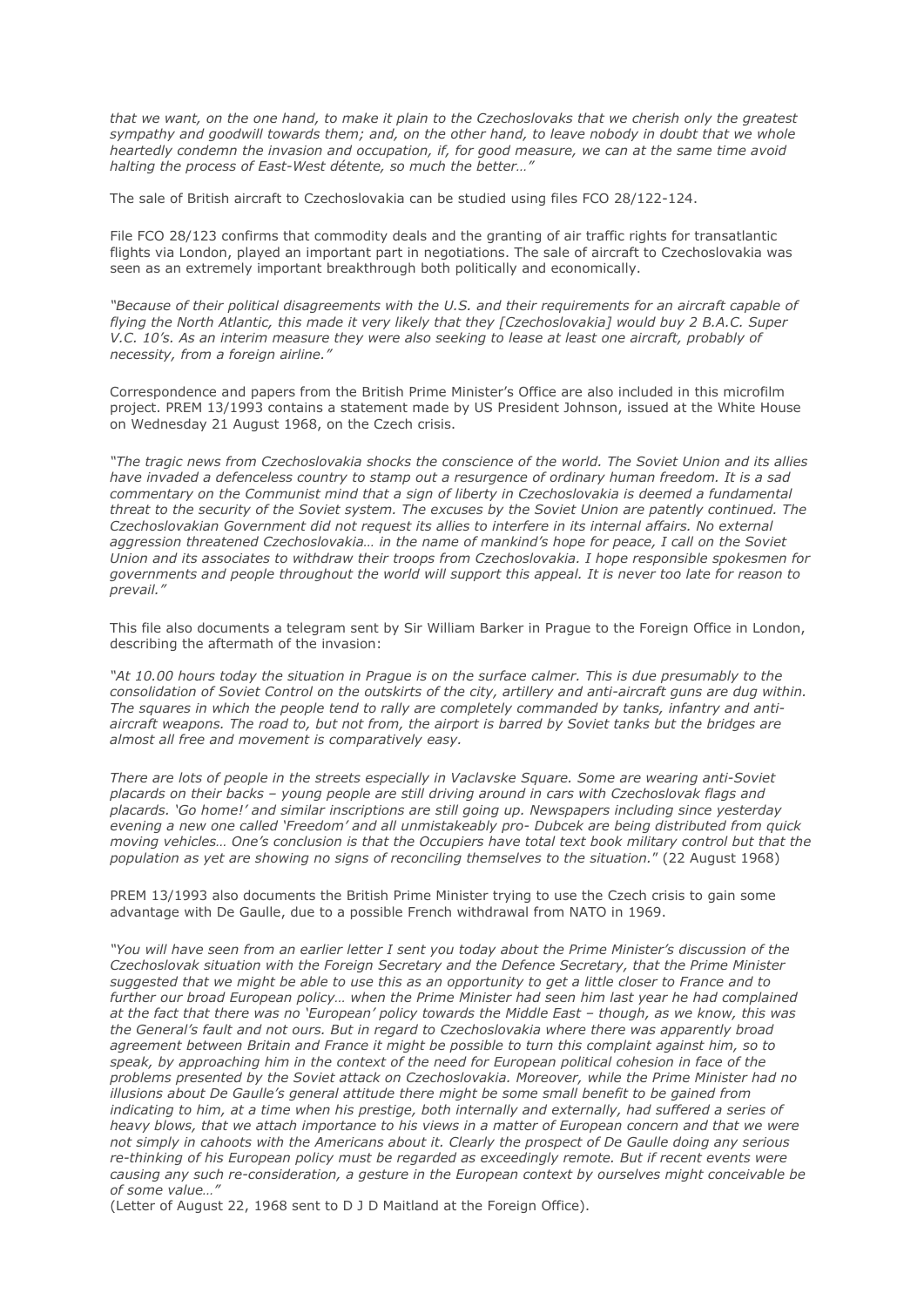*that we want, on the one hand, to make it plain to the Czechoslovaks that we cherish only the greatest sympathy and goodwill towards them; and, on the other hand, to leave nobody in doubt that we whole heartedly condemn the invasion and occupation, if, for good measure, we can at the same time avoid halting the process of East-West détente, so much the better…"*

The sale of British aircraft to Czechoslovakia can be studied using files FCO 28/122-124.

File FCO 28/123 confirms that commodity deals and the granting of air traffic rights for transatlantic flights via London, played an important part in negotiations. The sale of aircraft to Czechoslovakia was seen as an extremely important breakthrough both politically and economically.

*"Because of their political disagreements with the U.S. and their requirements for an aircraft capable of flying the North Atlantic, this made it very likely that they [Czechoslovakia] would buy 2 B.A.C. Super V.C. 10's. As an interim measure they were also seeking to lease at least one aircraft, probably of necessity, from a foreign airline."*

Correspondence and papers from the British Prime Minister's Office are also included in this microfilm project. PREM 13/1993 contains a statement made by US President Johnson, issued at the White House on Wednesday 21 August 1968, on the Czech crisis.

*"The tragic news from Czechoslovakia shocks the conscience of the world. The Soviet Union and its allies have invaded a defenceless country to stamp out a resurgence of ordinary human freedom. It is a sad commentary on the Communist mind that a sign of liberty in Czechoslovakia is deemed a fundamental threat to the security of the Soviet system. The excuses by the Soviet Union are patently continued. The Czechoslovakian Government did not request its allies to interfere in its internal affairs. No external aggression threatened Czechoslovakia… in the name of mankind's hope for peace, I call on the Soviet Union and its associates to withdraw their troops from Czechoslovakia. I hope responsible spokesmen for governments and people throughout the world will support this appeal. It is never too late for reason to prevail."*

This file also documents a telegram sent by Sir William Barker in Prague to the Foreign Office in London, describing the aftermath of the invasion:

*"At 10.00 hours today the situation in Prague is on the surface calmer. This is due presumably to the consolidation of Soviet Control on the outskirts of the city, artillery and anti-aircraft guns are dug within. The squares in which the people tend to rally are completely commanded by tanks, infantry and anti-aircraft weapons. The road to, but not from, the airport is barred by Soviet tanks but the bridges are almost all free and movement is comparatively easy.*

*There are lots of people in the streets especially in Vaclavske Square. Some are wearing anti-Soviet placards on their backs – young people are still driving around in cars with Czechoslovak flags and placards. 'Go home!' and similar inscriptions are still going up. Newspapers including since yesterday evening a new one called 'Freedom' and all unmistakeably pro- Dubcek are being distributed from quick moving vehicles… One's conclusion is that the Occupiers have total text book military control but that the population as yet are showing no signs of reconciling themselves to the situation."* (22 August 1968)

PREM 13/1993 also documents the British Prime Minister trying to use the Czech crisis to gain some advantage with De Gaulle, due to a possible French withdrawal from NATO in 1969.

*"You will have seen from an earlier letter I sent you today about the Prime Minister's discussion of the Czechoslovak situation with the Foreign Secretary and the Defence Secretary, that the Prime Minister suggested that we might be able to use this as an opportunity to get a little closer to France and to further our broad European policy… when the Prime Minister had seen him last year he had complained at the fact that there was no 'European' policy towards the Middle East – though, as we know, this was the General's fault and not ours. But in regard to Czechoslovakia where there was apparently broad agreement between Britain and France it might be possible to turn this complaint against him, so to speak, by approaching him in the context of the need for European political cohesion in face of the problems presented by the Soviet attack on Czechoslovakia. Moreover, while the Prime Minister had no illusions about De Gaulle's general attitude there might be some small benefit to be gained from indicating to him, at a time when his prestige, both internally and externally, had suffered a series of heavy blows, that we attach importance to his views in a matter of European concern and that we were not simply in cahoots with the Americans about it. Clearly the prospect of De Gaulle doing any serious re-thinking of his European policy must be regarded as exceedingly remote. But if recent events were causing any such re-consideration, a gesture in the European context by ourselves might conceivable be of some value…"*

(Letter of August 22, 1968 sent to D J D Maitland at the Foreign Office).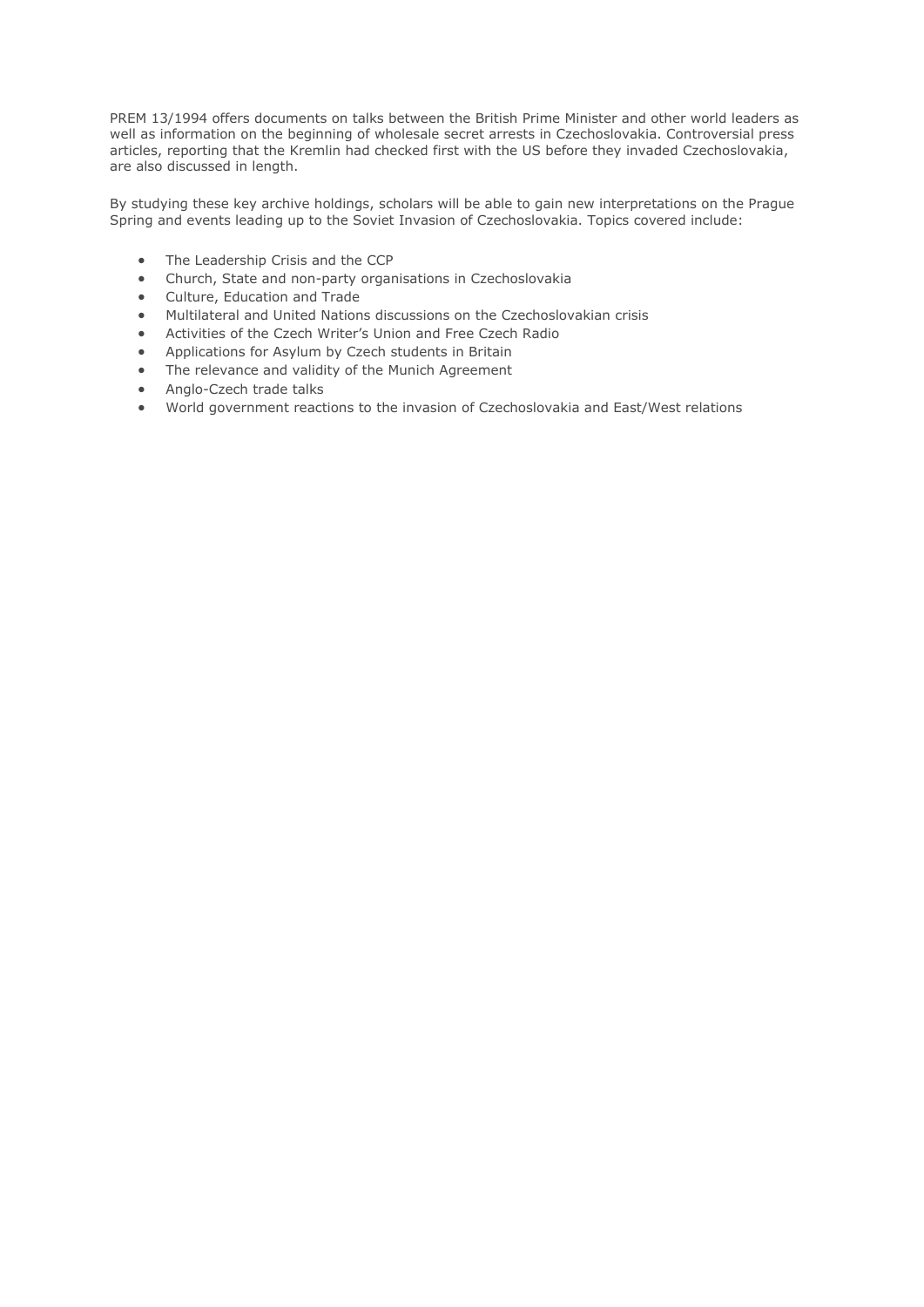PREM 13/1994 offers documents on talks between the British Prime Minister and other world leaders as well as information on the beginning of wholesale secret arrests in Czechoslovakia. Controversial press articles, reporting that the Kremlin had checked first with the US before they invaded Czechoslovakia, are also discussed in length.

By studying these key archive holdings, scholars will be able to gain new interpretations on the Prague Spring and events leading up to the Soviet Invasion of Czechoslovakia. Topics covered include:

- The Leadership Crisis and the CCP
- Church, State and non-party organisations in Czechoslovakia
- Culture, Education and Trade
- Multilateral and United Nations discussions on the Czechoslovakian crisis
- Activities of the Czech Writer's Union and Free Czech Radio
- Applications for Asylum by Czech students in Britain
- The relevance and validity of the Munich Agreement
- Anglo-Czech trade talks
- World government reactions to the invasion of Czechoslovakia and East/West relations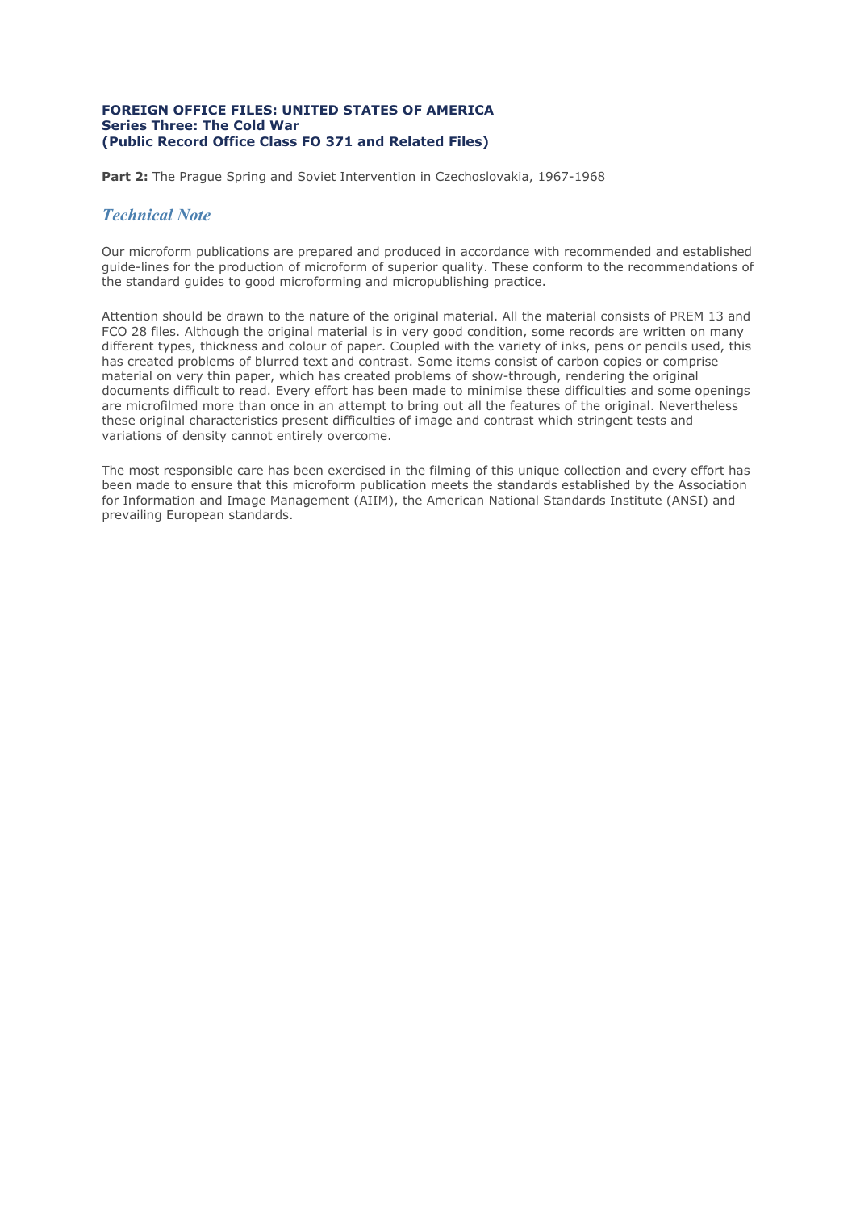**FOREIGN OFFICE FILES: UNITED STATES OF AMERICA**
**Series Three: The Cold War**
**(Public Record Office Class FO 371 and Related Files)**

**Part 2:** The Prague Spring and Soviet Intervention in Czechoslovakia, 1967-1968

## *Technical Note*

Our microform publications are prepared and produced in accordance with recommended and established guide-lines for the production of microform of superior quality. These conform to the recommendations of the standard guides to good microforming and micropublishing practice.

Attention should be drawn to the nature of the original material. All the material consists of PREM 13 and FCO 28 files. Although the original material is in very good condition, some records are written on many different types, thickness and colour of paper. Coupled with the variety of inks, pens or pencils used, this has created problems of blurred text and contrast. Some items consist of carbon copies or comprise material on very thin paper, which has created problems of show-through, rendering the original documents difficult to read. Every effort has been made to minimise these difficulties and some openings are microfilmed more than once in an attempt to bring out all the features of the original. Nevertheless these original characteristics present difficulties of image and contrast which stringent tests and variations of density cannot entirely overcome.

The most responsible care has been exercised in the filming of this unique collection and every effort has been made to ensure that this microform publication meets the standards established by the Association for Information and Image Management (AIIM), the American National Standards Institute (ANSI) and prevailing European standards.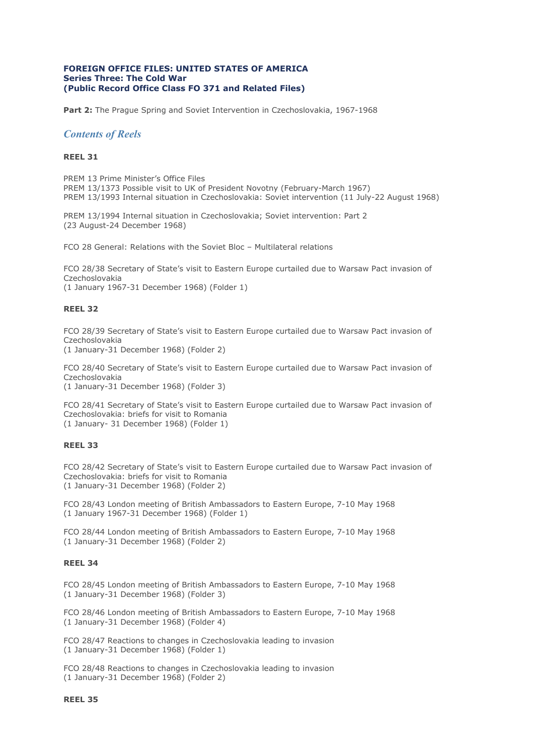**FOREIGN OFFICE FILES: UNITED STATES OF AMERICA**
**Series Three: The Cold War**
**(Public Record Office Class FO 371 and Related Files)**

**Part 2:** The Prague Spring and Soviet Intervention in Czechoslovakia, 1967-1968

## *Contents of Reels*

**REEL 31**

PREM 13 Prime Minister's Office Files
PREM 13/1373 Possible visit to UK of President Novotny (February-March 1967)
PREM 13/1993 Internal situation in Czechoslovakia: Soviet intervention (11 July-22 August 1968)

PREM 13/1994 Internal situation in Czechoslovakia; Soviet intervention: Part 2
(23 August-24 December 1968)

FCO 28 General: Relations with the Soviet Bloc – Multilateral relations

FCO 28/38 Secretary of State's visit to Eastern Europe curtailed due to Warsaw Pact invasion of Czechoslovakia
(1 January 1967-31 December 1968) (Folder 1)

**REEL 32**

FCO 28/39 Secretary of State's visit to Eastern Europe curtailed due to Warsaw Pact invasion of Czechoslovakia
(1 January-31 December 1968) (Folder 2)

FCO 28/40 Secretary of State's visit to Eastern Europe curtailed due to Warsaw Pact invasion of Czechoslovakia
(1 January-31 December 1968) (Folder 3)

FCO 28/41 Secretary of State's visit to Eastern Europe curtailed due to Warsaw Pact invasion of Czechoslovakia: briefs for visit to Romania
(1 January- 31 December 1968) (Folder 1)

**REEL 33**

FCO 28/42 Secretary of State's visit to Eastern Europe curtailed due to Warsaw Pact invasion of Czechoslovakia: briefs for visit to Romania
(1 January-31 December 1968) (Folder 2)

FCO 28/43 London meeting of British Ambassadors to Eastern Europe, 7-10 May 1968
(1 January 1967-31 December 1968) (Folder 1)

FCO 28/44 London meeting of British Ambassadors to Eastern Europe, 7-10 May 1968
(1 January-31 December 1968) (Folder 2)

**REEL 34**

FCO 28/45 London meeting of British Ambassadors to Eastern Europe, 7-10 May 1968
(1 January-31 December 1968) (Folder 3)

FCO 28/46 London meeting of British Ambassadors to Eastern Europe, 7-10 May 1968
(1 January-31 December 1968) (Folder 4)

FCO 28/47 Reactions to changes in Czechoslovakia leading to invasion
(1 January-31 December 1968) (Folder 1)

FCO 28/48 Reactions to changes in Czechoslovakia leading to invasion
(1 January-31 December 1968) (Folder 2)

**REEL 35**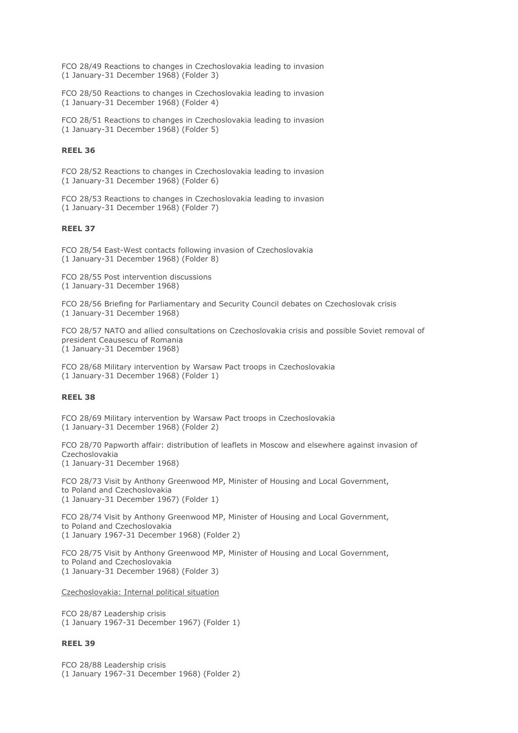FCO 28/49 Reactions to changes in Czechoslovakia leading to invasion
(1 January-31 December 1968) (Folder 3)

FCO 28/50 Reactions to changes in Czechoslovakia leading to invasion
(1 January-31 December 1968) (Folder 4)

FCO 28/51 Reactions to changes in Czechoslovakia leading to invasion
(1 January-31 December 1968) (Folder 5)

**REEL 36**

FCO 28/52 Reactions to changes in Czechoslovakia leading to invasion
(1 January-31 December 1968) (Folder 6)

FCO 28/53 Reactions to changes in Czechoslovakia leading to invasion
(1 January-31 December 1968) (Folder 7)

**REEL 37**

FCO 28/54 East-West contacts following invasion of Czechoslovakia
(1 January-31 December 1968) (Folder 8)

FCO 28/55 Post intervention discussions
(1 January-31 December 1968)

FCO 28/56 Briefing for Parliamentary and Security Council debates on Czechoslovak crisis
(1 January-31 December 1968)

FCO 28/57 NATO and allied consultations on Czechoslovakia crisis and possible Soviet removal of president Ceausescu of Romania
(1 January-31 December 1968)

FCO 28/68 Military intervention by Warsaw Pact troops in Czechoslovakia
(1 January-31 December 1968) (Folder 1)

**REEL 38**

FCO 28/69 Military intervention by Warsaw Pact troops in Czechoslovakia
(1 January-31 December 1968) (Folder 2)

FCO 28/70 Papworth affair: distribution of leaflets in Moscow and elsewhere against invasion of Czechoslovakia
(1 January-31 December 1968)

FCO 28/73 Visit by Anthony Greenwood MP, Minister of Housing and Local Government, to Poland and Czechoslovakia
(1 January-31 December 1967) (Folder 1)

FCO 28/74 Visit by Anthony Greenwood MP, Minister of Housing and Local Government, to Poland and Czechoslovakia
(1 January 1967-31 December 1968) (Folder 2)

FCO 28/75 Visit by Anthony Greenwood MP, Minister of Housing and Local Government, to Poland and Czechoslovakia
(1 January-31 December 1968) (Folder 3)

Czechoslovakia: Internal political situation

FCO 28/87 Leadership crisis
(1 January 1967-31 December 1967) (Folder 1)

**REEL 39**

FCO 28/88 Leadership crisis
(1 January 1967-31 December 1968) (Folder 2)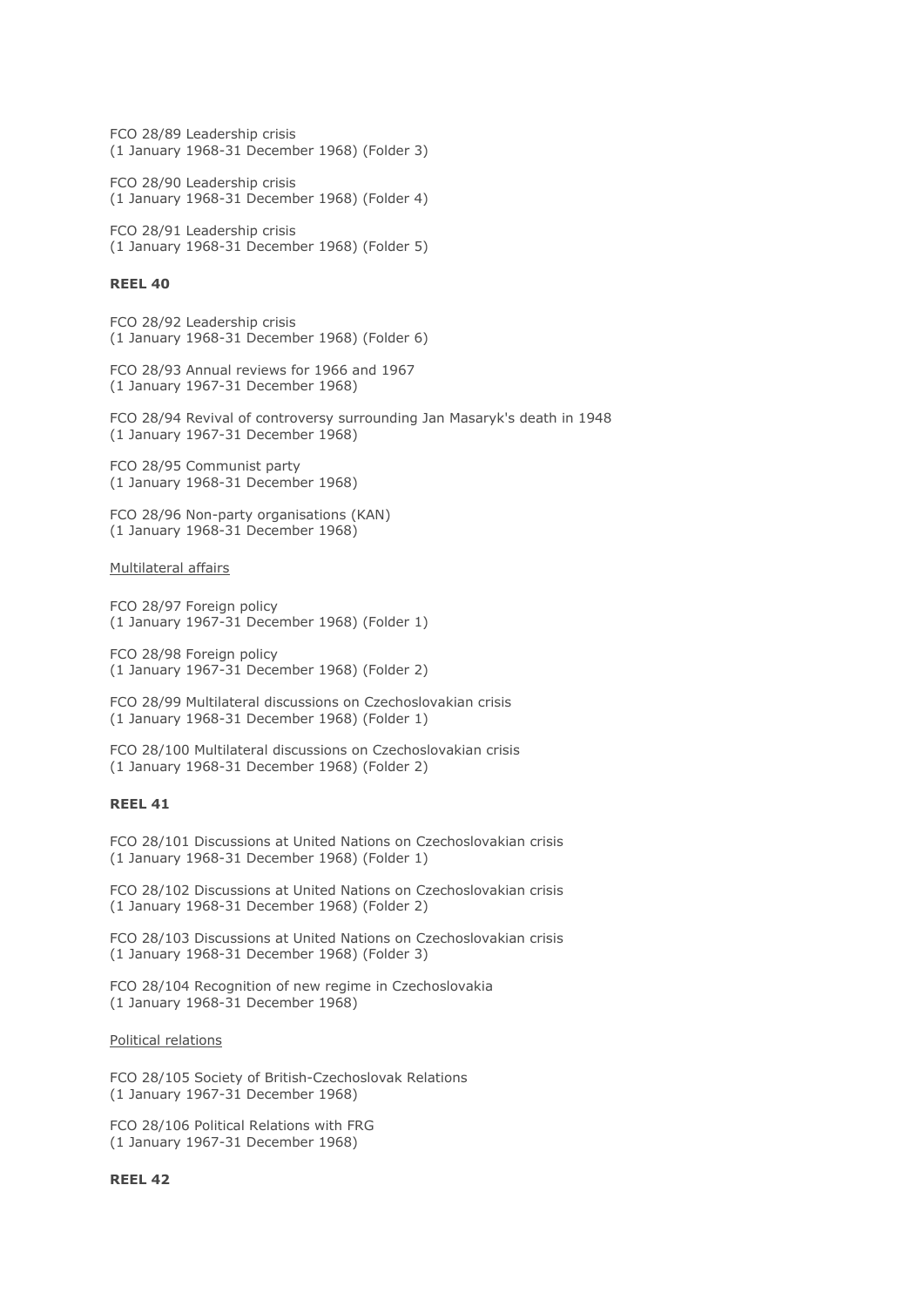FCO 28/89 Leadership crisis
(1 January 1968-31 December 1968) (Folder 3)

FCO 28/90 Leadership crisis
(1 January 1968-31 December 1968) (Folder 4)

FCO 28/91 Leadership crisis
(1 January 1968-31 December 1968) (Folder 5)

**REEL 40**

FCO 28/92 Leadership crisis
(1 January 1968-31 December 1968) (Folder 6)

FCO 28/93 Annual reviews for 1966 and 1967
(1 January 1967-31 December 1968)

FCO 28/94 Revival of controversy surrounding Jan Masaryk's death in 1948
(1 January 1967-31 December 1968)

FCO 28/95 Communist party
(1 January 1968-31 December 1968)

FCO 28/96 Non-party organisations (KAN)
(1 January 1968-31 December 1968)

<u>Multilateral affairs</u>

FCO 28/97 Foreign policy
(1 January 1967-31 December 1968) (Folder 1)

FCO 28/98 Foreign policy
(1 January 1967-31 December 1968) (Folder 2)

FCO 28/99 Multilateral discussions on Czechoslovakian crisis
(1 January 1968-31 December 1968) (Folder 1)

FCO 28/100 Multilateral discussions on Czechoslovakian crisis
(1 January 1968-31 December 1968) (Folder 2)

**REEL 41**

FCO 28/101 Discussions at United Nations on Czechoslovakian crisis
(1 January 1968-31 December 1968) (Folder 1)

FCO 28/102 Discussions at United Nations on Czechoslovakian crisis
(1 January 1968-31 December 1968) (Folder 2)

FCO 28/103 Discussions at United Nations on Czechoslovakian crisis
(1 January 1968-31 December 1968) (Folder 3)

FCO 28/104 Recognition of new regime in Czechoslovakia
(1 January 1968-31 December 1968)

<u>Political relations</u>

FCO 28/105 Society of British-Czechoslovak Relations
(1 January 1967-31 December 1968)

FCO 28/106 Political Relations with FRG
(1 January 1967-31 December 1968)

**REEL 42**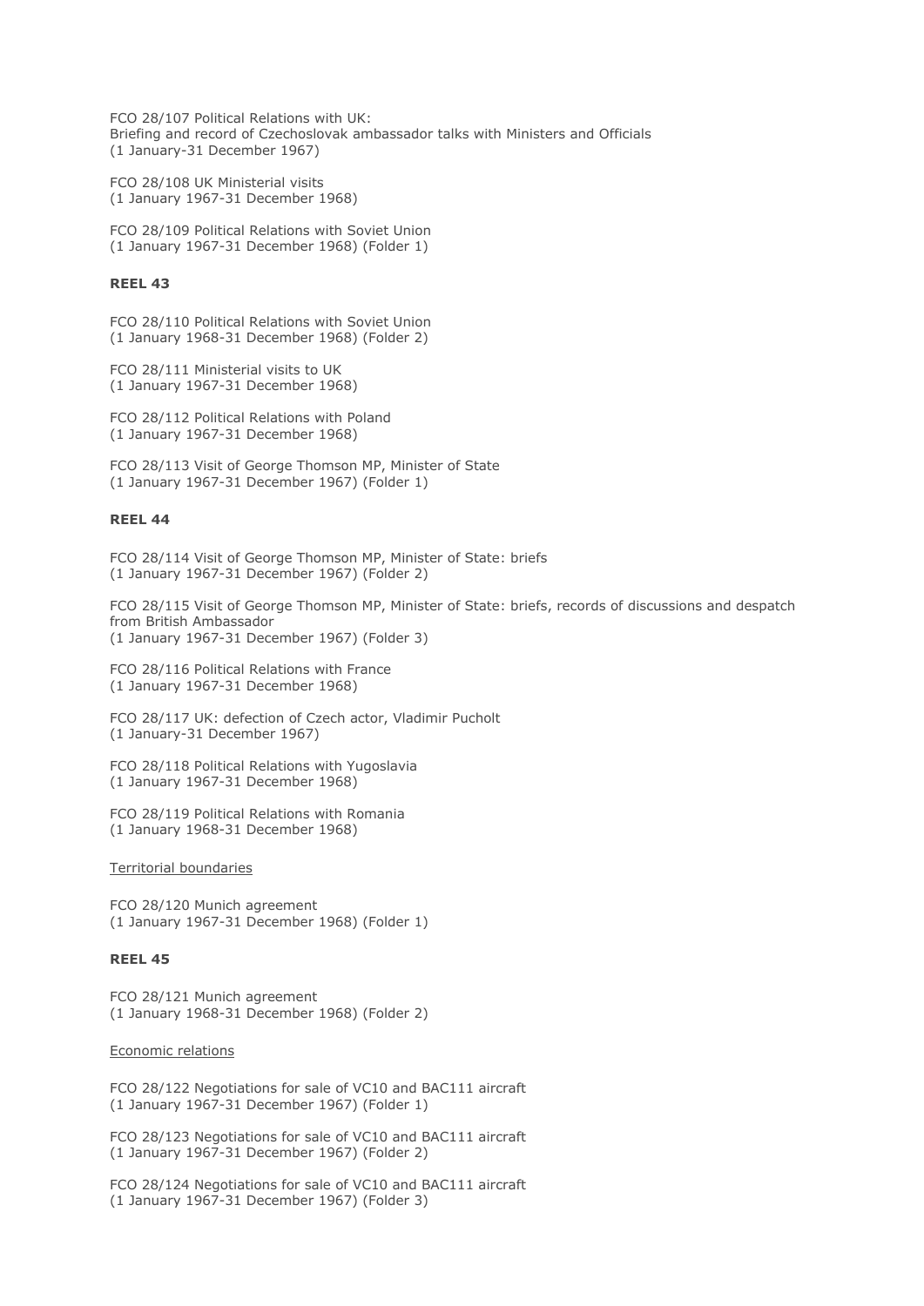FCO 28/107 Political Relations with UK:
Briefing and record of Czechoslovak ambassador talks with Ministers and Officials
(1 January-31 December 1967)

FCO 28/108 UK Ministerial visits
(1 January 1967-31 December 1968)

FCO 28/109 Political Relations with Soviet Union
(1 January 1967-31 December 1968) (Folder 1)

**REEL 43**

FCO 28/110 Political Relations with Soviet Union
(1 January 1968-31 December 1968) (Folder 2)

FCO 28/111 Ministerial visits to UK
(1 January 1967-31 December 1968)

FCO 28/112 Political Relations with Poland
(1 January 1967-31 December 1968)

FCO 28/113 Visit of George Thomson MP, Minister of State
(1 January 1967-31 December 1967) (Folder 1)

**REEL 44**

FCO 28/114 Visit of George Thomson MP, Minister of State: briefs
(1 January 1967-31 December 1967) (Folder 2)

FCO 28/115 Visit of George Thomson MP, Minister of State: briefs, records of discussions and despatch from British Ambassador
(1 January 1967-31 December 1967) (Folder 3)

FCO 28/116 Political Relations with France
(1 January 1967-31 December 1968)

FCO 28/117 UK: defection of Czech actor, Vladimir Pucholt
(1 January-31 December 1967)

FCO 28/118 Political Relations with Yugoslavia
(1 January 1967-31 December 1968)

FCO 28/119 Political Relations with Romania
(1 January 1968-31 December 1968)

<u>Territorial boundaries</u>

FCO 28/120 Munich agreement
(1 January 1967-31 December 1968) (Folder 1)

**REEL 45**

FCO 28/121 Munich agreement
(1 January 1968-31 December 1968) (Folder 2)

<u>Economic relations</u>

FCO 28/122 Negotiations for sale of VC10 and BAC111 aircraft
(1 January 1967-31 December 1967) (Folder 1)

FCO 28/123 Negotiations for sale of VC10 and BAC111 aircraft
(1 January 1967-31 December 1967) (Folder 2)

FCO 28/124 Negotiations for sale of VC10 and BAC111 aircraft
(1 January 1967-31 December 1967) (Folder 3)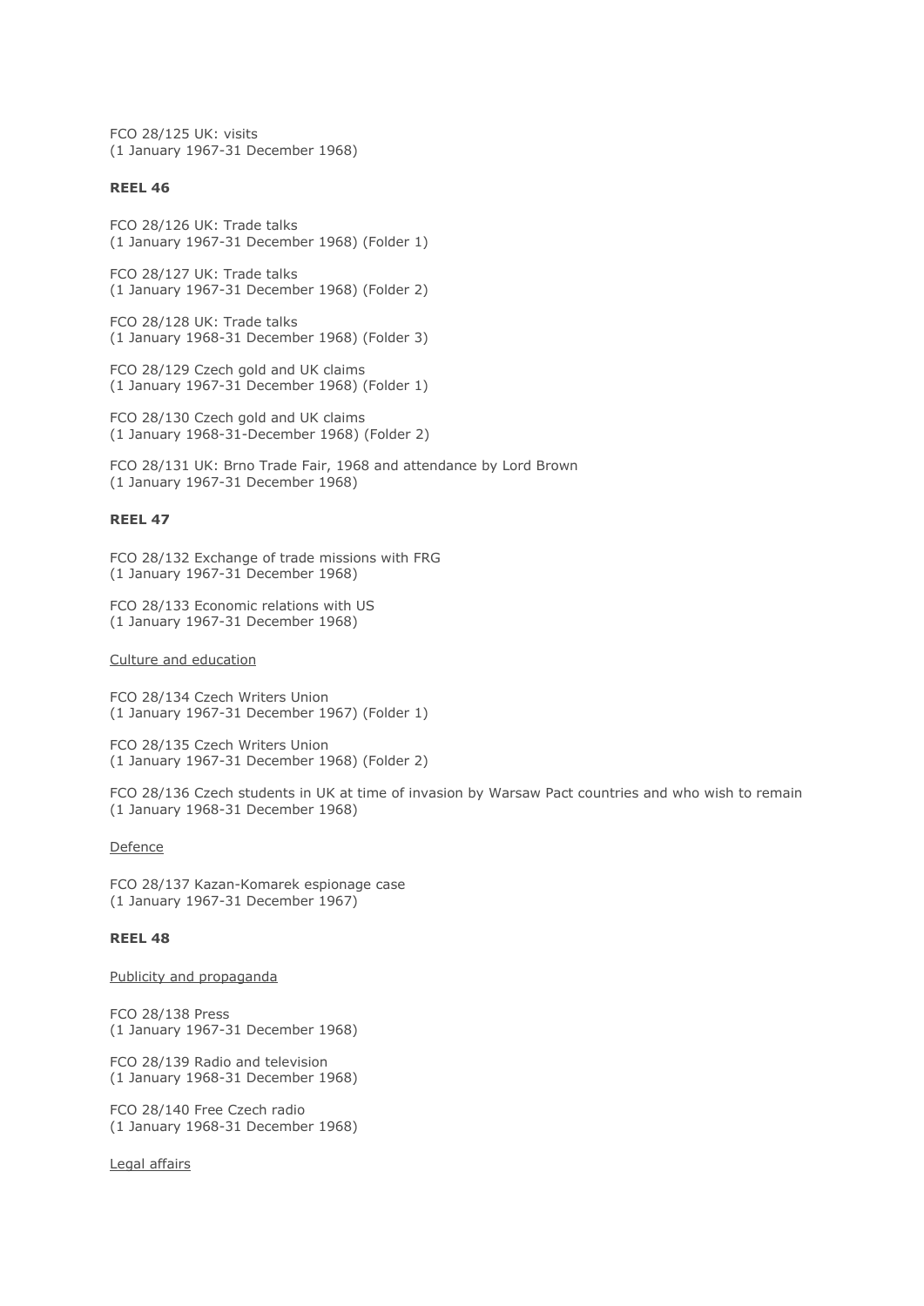FCO 28/125 UK: visits
(1 January 1967-31 December 1968)

**REEL 46**

FCO 28/126 UK: Trade talks
(1 January 1967-31 December 1968) (Folder 1)

FCO 28/127 UK: Trade talks
(1 January 1967-31 December 1968) (Folder 2)

FCO 28/128 UK: Trade talks
(1 January 1968-31 December 1968) (Folder 3)

FCO 28/129 Czech gold and UK claims
(1 January 1967-31 December 1968) (Folder 1)

FCO 28/130 Czech gold and UK claims
(1 January 1968-31-December 1968) (Folder 2)

FCO 28/131 UK: Brno Trade Fair, 1968 and attendance by Lord Brown
(1 January 1967-31 December 1968)

**REEL 47**

FCO 28/132 Exchange of trade missions with FRG
(1 January 1967-31 December 1968)

FCO 28/133 Economic relations with US
(1 January 1967-31 December 1968)

Culture and education

FCO 28/134 Czech Writers Union
(1 January 1967-31 December 1967) (Folder 1)

FCO 28/135 Czech Writers Union
(1 January 1967-31 December 1968) (Folder 2)

FCO 28/136 Czech students in UK at time of invasion by Warsaw Pact countries and who wish to remain
(1 January 1968-31 December 1968)

Defence

FCO 28/137 Kazan-Komarek espionage case
(1 January 1967-31 December 1967)

**REEL 48**

Publicity and propaganda

FCO 28/138 Press
(1 January 1967-31 December 1968)

FCO 28/139 Radio and television
(1 January 1968-31 December 1968)

FCO 28/140 Free Czech radio
(1 January 1968-31 December 1968)

Legal affairs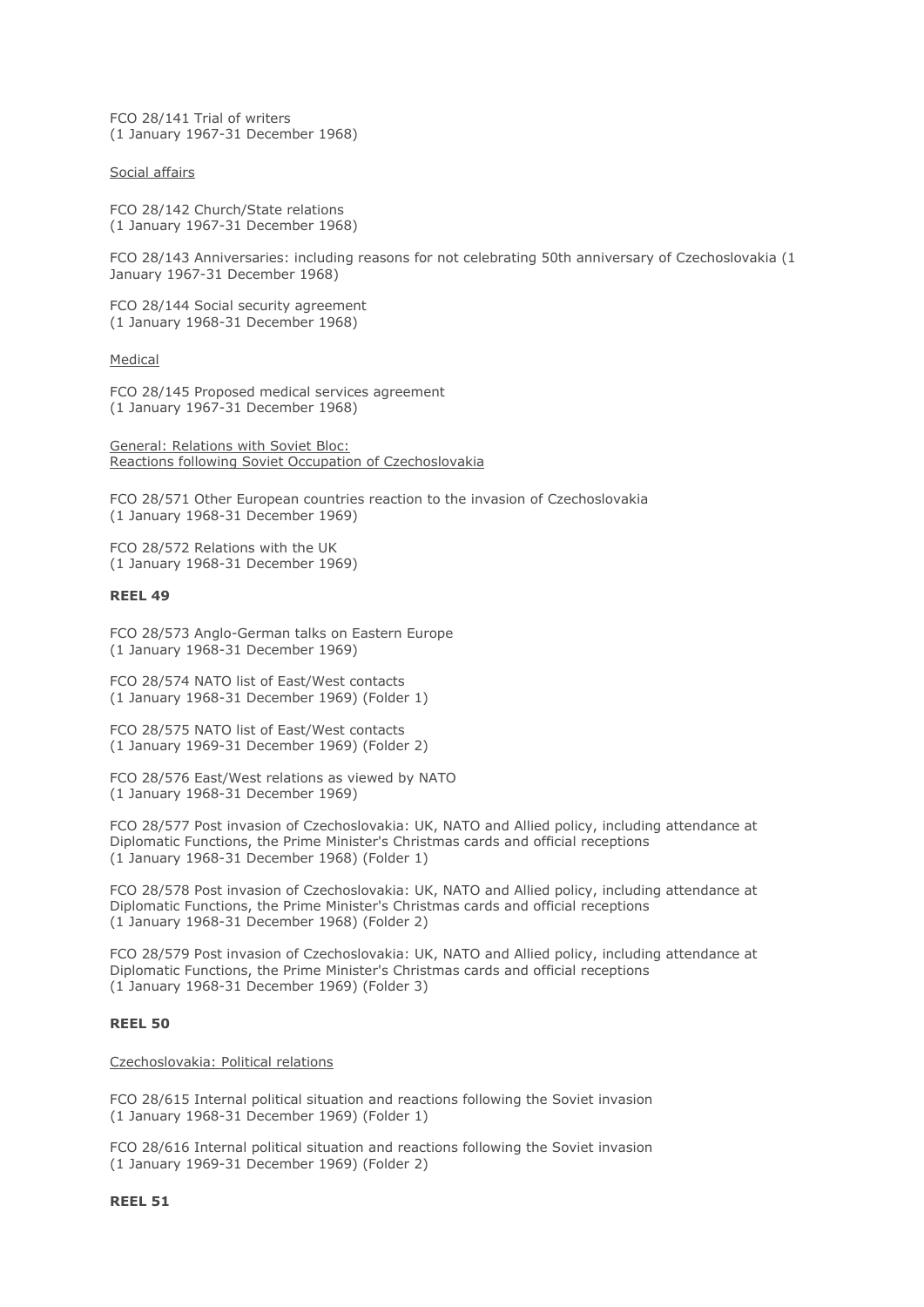FCO 28/141 Trial of writers
(1 January 1967-31 December 1968)

Social affairs

FCO 28/142 Church/State relations
(1 January 1967-31 December 1968)

FCO 28/143 Anniversaries: including reasons for not celebrating 50th anniversary of Czechoslovakia (1 January 1967-31 December 1968)

FCO 28/144 Social security agreement
(1 January 1968-31 December 1968)

Medical

FCO 28/145 Proposed medical services agreement
(1 January 1967-31 December 1968)

General: Relations with Soviet Bloc:
Reactions following Soviet Occupation of Czechoslovakia

FCO 28/571 Other European countries reaction to the invasion of Czechoslovakia
(1 January 1968-31 December 1969)

FCO 28/572 Relations with the UK
(1 January 1968-31 December 1969)

**REEL 49**

FCO 28/573 Anglo-German talks on Eastern Europe
(1 January 1968-31 December 1969)

FCO 28/574 NATO list of East/West contacts
(1 January 1968-31 December 1969) (Folder 1)

FCO 28/575 NATO list of East/West contacts
(1 January 1969-31 December 1969) (Folder 2)

FCO 28/576 East/West relations as viewed by NATO
(1 January 1968-31 December 1969)

FCO 28/577 Post invasion of Czechoslovakia: UK, NATO and Allied policy, including attendance at Diplomatic Functions, the Prime Minister's Christmas cards and official receptions
(1 January 1968-31 December 1968) (Folder 1)

FCO 28/578 Post invasion of Czechoslovakia: UK, NATO and Allied policy, including attendance at Diplomatic Functions, the Prime Minister's Christmas cards and official receptions
(1 January 1968-31 December 1968) (Folder 2)

FCO 28/579 Post invasion of Czechoslovakia: UK, NATO and Allied policy, including attendance at Diplomatic Functions, the Prime Minister's Christmas cards and official receptions
(1 January 1968-31 December 1969) (Folder 3)

**REEL 50**

Czechoslovakia: Political relations

FCO 28/615 Internal political situation and reactions following the Soviet invasion
(1 January 1968-31 December 1969) (Folder 1)

FCO 28/616 Internal political situation and reactions following the Soviet invasion
(1 January 1969-31 December 1969) (Folder 2)

**REEL 51**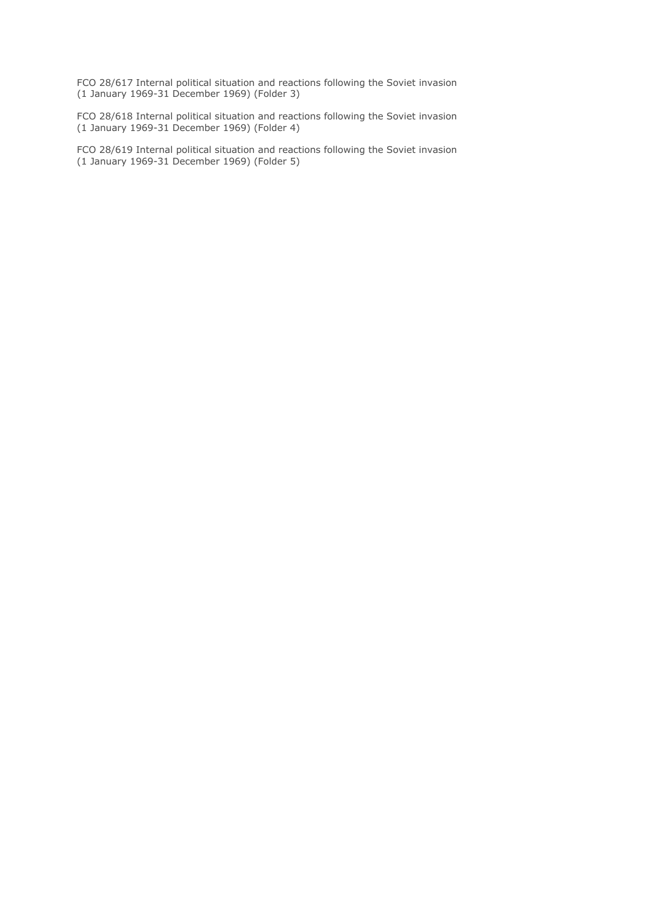FCO 28/617 Internal political situation and reactions following the Soviet invasion (1 January 1969-31 December 1969) (Folder 3)

FCO 28/618 Internal political situation and reactions following the Soviet invasion (1 January 1969-31 December 1969) (Folder 4)

FCO 28/619 Internal political situation and reactions following the Soviet invasion (1 January 1969-31 December 1969) (Folder 5)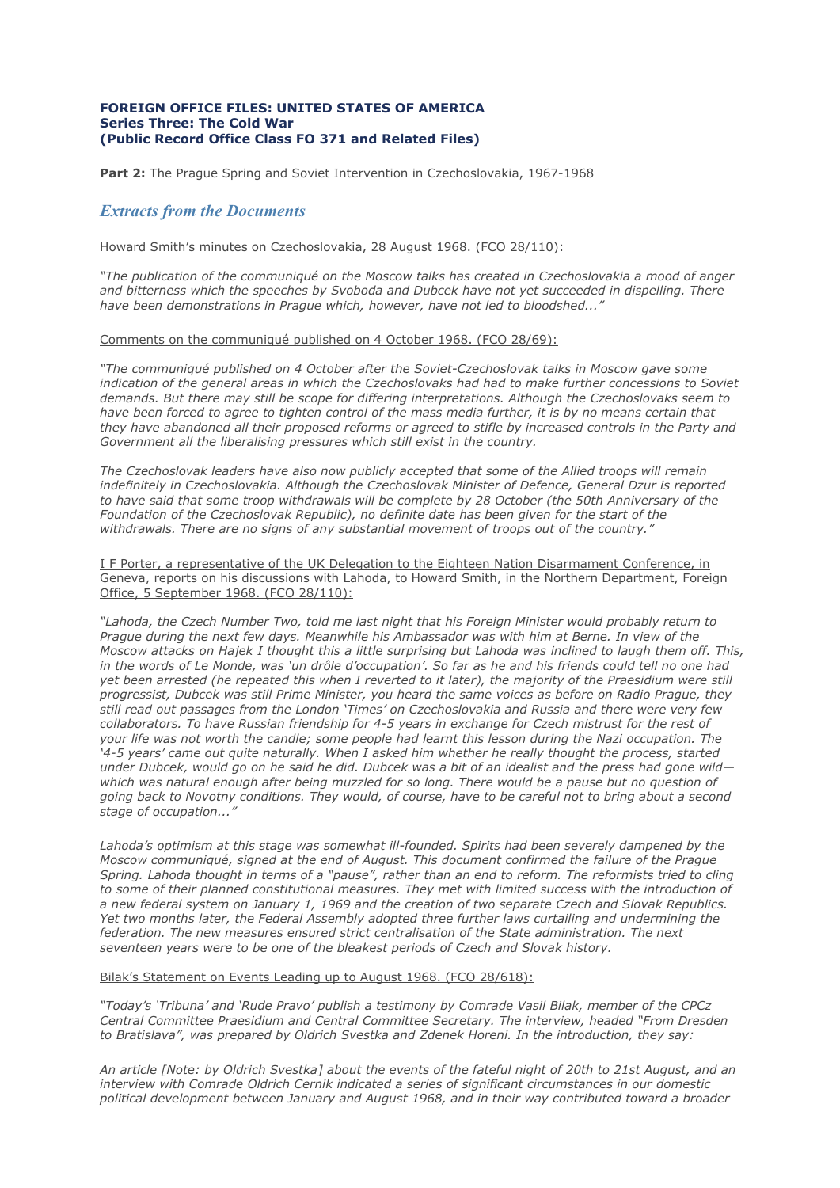**FOREIGN OFFICE FILES: UNITED STATES OF AMERICA**
**Series Three: The Cold War**
**(Public Record Office Class FO 371 and Related Files)**

**Part 2:** The Prague Spring and Soviet Intervention in Czechoslovakia, 1967-1968

## *Extracts from the Documents*

Howard Smith's minutes on Czechoslovakia, 28 August 1968. (FCO 28/110):

*"The publication of the communiqué on the Moscow talks has created in Czechoslovakia a mood of anger and bitterness which the speeches by Svoboda and Dubcek have not yet succeeded in dispelling. There have been demonstrations in Prague which, however, have not led to bloodshed..."*

Comments on the communiqué published on 4 October 1968. (FCO 28/69):

*"The communiqué published on 4 October after the Soviet-Czechoslovak talks in Moscow gave some indication of the general areas in which the Czechoslovaks had had to make further concessions to Soviet demands. But there may still be scope for differing interpretations. Although the Czechoslovaks seem to have been forced to agree to tighten control of the mass media further, it is by no means certain that they have abandoned all their proposed reforms or agreed to stifle by increased controls in the Party and Government all the liberalising pressures which still exist in the country.*

*The Czechoslovak leaders have also now publicly accepted that some of the Allied troops will remain indefinitely in Czechoslovakia. Although the Czechoslovak Minister of Defence, General Dzur is reported to have said that some troop withdrawals will be complete by 28 October (the 50th Anniversary of the Foundation of the Czechoslovak Republic), no definite date has been given for the start of the withdrawals. There are no signs of any substantial movement of troops out of the country."*

I F Porter, a representative of the UK Delegation to the Eighteen Nation Disarmament Conference, in Geneva, reports on his discussions with Lahoda, to Howard Smith, in the Northern Department, Foreign Office, 5 September 1968. (FCO 28/110):

*"Lahoda, the Czech Number Two, told me last night that his Foreign Minister would probably return to Prague during the next few days. Meanwhile his Ambassador was with him at Berne. In view of the Moscow attacks on Hajek I thought this a little surprising but Lahoda was inclined to laugh them off. This, in the words of Le Monde, was 'un drôle d'occupation'. So far as he and his friends could tell no one had yet been arrested (he repeated this when I reverted to it later), the majority of the Praesidium were still progressist, Dubcek was still Prime Minister, you heard the same voices as before on Radio Prague, they still read out passages from the London 'Times' on Czechoslovakia and Russia and there were very few collaborators. To have Russian friendship for 4-5 years in exchange for Czech mistrust for the rest of your life was not worth the candle; some people had learnt this lesson during the Nazi occupation. The '4-5 years' came out quite naturally. When I asked him whether he really thought the process, started under Dubcek, would go on he said he did. Dubcek was a bit of an idealist and the press had gone wild—which was natural enough after being muzzled for so long. There would be a pause but no question of going back to Novotny conditions. They would, of course, have to be careful not to bring about a second stage of occupation..."*

*Lahoda's optimism at this stage was somewhat ill-founded. Spirits had been severely dampened by the Moscow communiqué, signed at the end of August. This document confirmed the failure of the Prague Spring. Lahoda thought in terms of a "pause", rather than an end to reform. The reformists tried to cling to some of their planned constitutional measures. They met with limited success with the introduction of a new federal system on January 1, 1969 and the creation of two separate Czech and Slovak Republics. Yet two months later, the Federal Assembly adopted three further laws curtailing and undermining the federation. The new measures ensured strict centralisation of the State administration. The next seventeen years were to be one of the bleakest periods of Czech and Slovak history.*

Bilak's Statement on Events Leading up to August 1968. (FCO 28/618):

*"Today's 'Tribuna' and 'Rude Pravo' publish a testimony by Comrade Vasil Bilak, member of the CPCz Central Committee Praesidium and Central Committee Secretary. The interview, headed "From Dresden to Bratislava", was prepared by Oldrich Svestka and Zdenek Horeni. In the introduction, they say:*

*An article [Note: by Oldrich Svestka] about the events of the fateful night of 20th to 21st August, and an interview with Comrade Oldrich Cernik indicated a series of significant circumstances in our domestic political development between January and August 1968, and in their way contributed toward a broader*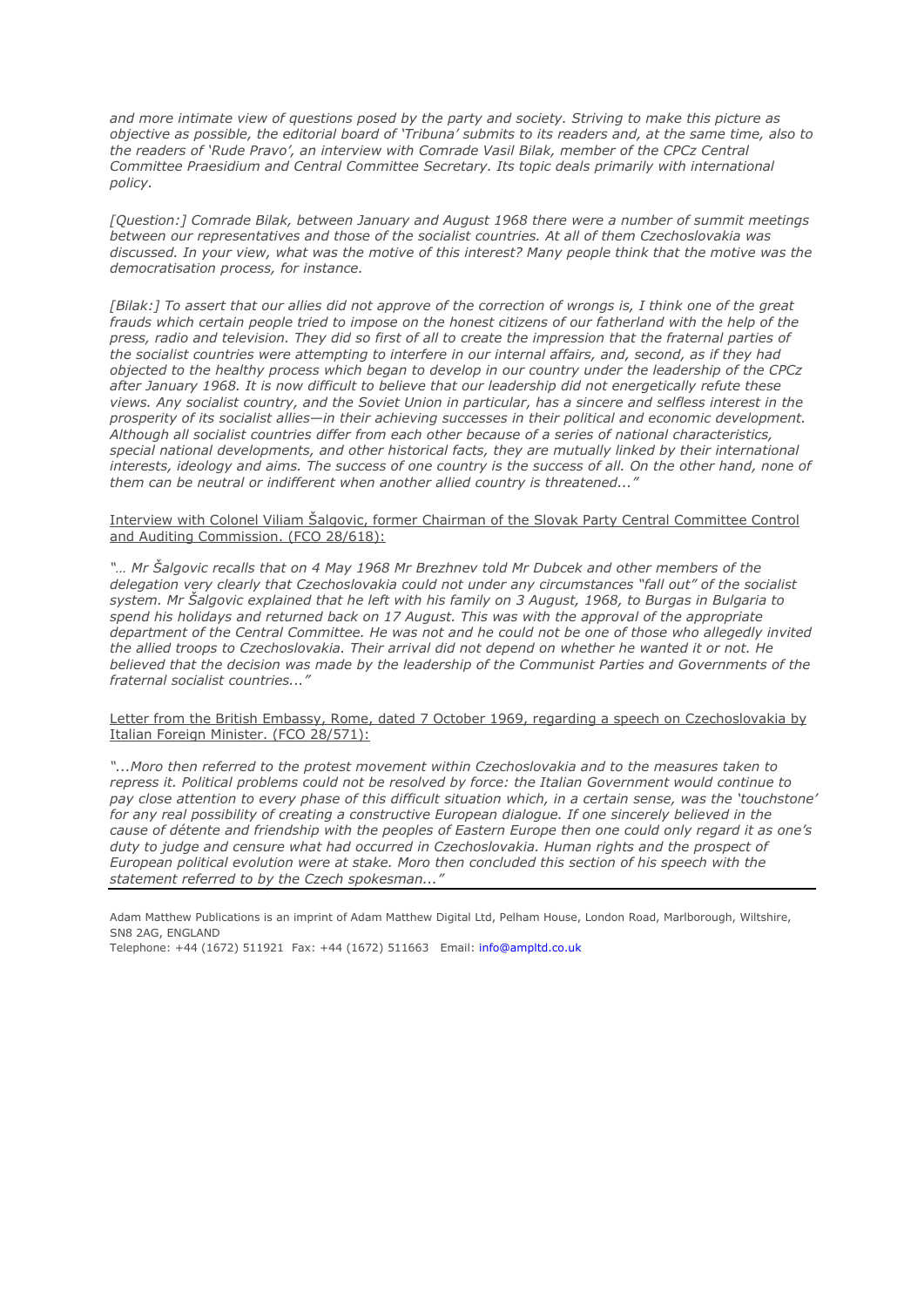*and more intimate view of questions posed by the party and society. Striving to make this picture as objective as possible, the editorial board of 'Tribuna' submits to its readers and, at the same time, also to the readers of 'Rude Pravo', an interview with Comrade Vasil Bilak, member of the CPCz Central Committee Praesidium and Central Committee Secretary. Its topic deals primarily with international policy.*

*[Question:] Comrade Bilak, between January and August 1968 there were a number of summit meetings between our representatives and those of the socialist countries. At all of them Czechoslovakia was discussed. In your view, what was the motive of this interest? Many people think that the motive was the democratisation process, for instance.*

*[Bilak:] To assert that our allies did not approve of the correction of wrongs is, I think one of the great frauds which certain people tried to impose on the honest citizens of our fatherland with the help of the press, radio and television. They did so first of all to create the impression that the fraternal parties of the socialist countries were attempting to interfere in our internal affairs, and, second, as if they had objected to the healthy process which began to develop in our country under the leadership of the CPCz after January 1968. It is now difficult to believe that our leadership did not energetically refute these views. Any socialist country, and the Soviet Union in particular, has a sincere and selfless interest in the prosperity of its socialist allies—in their achieving successes in their political and economic development. Although all socialist countries differ from each other because of a series of national characteristics, special national developments, and other historical facts, they are mutually linked by their international interests, ideology and aims. The success of one country is the success of all. On the other hand, none of them can be neutral or indifferent when another allied country is threatened..."*

<u>Interview with Colonel Viliam Šalgovic, former Chairman of the Slovak Party Central Committee Control and Auditing Commission. (FCO 28/618):</u>

*"… Mr Šalgovic recalls that on 4 May 1968 Mr Brezhnev told Mr Dubcek and other members of the delegation very clearly that Czechoslovakia could not under any circumstances "fall out" of the socialist system. Mr Šalgovic explained that he left with his family on 3 August, 1968, to Burgas in Bulgaria to spend his holidays and returned back on 17 August. This was with the approval of the appropriate department of the Central Committee. He was not and he could not be one of those who allegedly invited the allied troops to Czechoslovakia. Their arrival did not depend on whether he wanted it or not. He believed that the decision was made by the leadership of the Communist Parties and Governments of the fraternal socialist countries..."*

<u>Letter from the British Embassy, Rome, dated 7 October 1969, regarding a speech on Czechoslovakia by Italian Foreign Minister. (FCO 28/571):</u>

*"...Moro then referred to the protest movement within Czechoslovakia and to the measures taken to repress it. Political problems could not be resolved by force: the Italian Government would continue to pay close attention to every phase of this difficult situation which, in a certain sense, was the 'touchstone' for any real possibility of creating a constructive European dialogue. If one sincerely believed in the cause of détente and friendship with the peoples of Eastern Europe then one could only regard it as one's duty to judge and censure what had occurred in Czechoslovakia. Human rights and the prospect of European political evolution were at stake. Moro then concluded this section of his speech with the statement referred to by the Czech spokesman..."*

---

Adam Matthew Publications is an imprint of Adam Matthew Digital Ltd, Pelham House, London Road, Marlborough, Wiltshire, SN8 2AG, ENGLAND
Telephone: +44 (1672) 511921 Fax: +44 (1672) 511663 Email: info@ampltd.co.uk